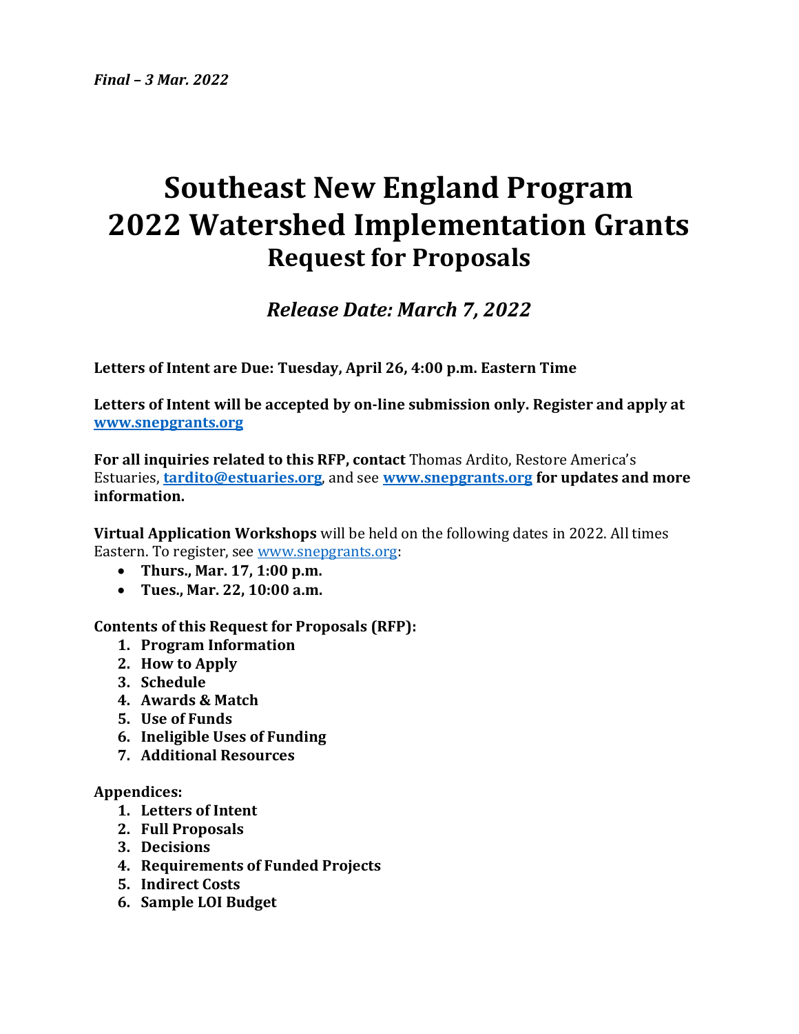*Final – 3 Mar. 2022*

# Southeast New England Program
# 2022 Watershed Implementation Grants
## Request for Proposals

### *Release Date: March 7, 2022*

**Letters of Intent are Due: Tuesday, April 26, 4:00 p.m. Eastern Time**

**Letters of Intent will be accepted by on-line submission only. Register and apply at [www.snepgrants.org](www.snepgrants.org)**

**For all inquiries related to this RFP, contact** Thomas Ardito, Restore America's Estuaries, **[tardito@estuaries.org](mailto:tardito@estuaries.org)**, and see **[www.snepgrants.org](www.snepgrants.org) for updates and more information.**

**Virtual Application Workshops** will be held on the following dates in 2022. All times Eastern. To register, see [www.snepgrants.org](www.snepgrants.org):

- **Thurs., Mar. 17, 1:00 p.m.**
- **Tues., Mar. 22, 10:00 a.m.**

**Contents of this Request for Proposals (RFP):**

1. **Program Information**
2. **How to Apply**
3. **Schedule**
4. **Awards & Match**
5. **Use of Funds**
6. **Ineligible Uses of Funding**
7. **Additional Resources**

**Appendices:**

1. **Letters of Intent**
2. **Full Proposals**
3. **Decisions**
4. **Requirements of Funded Projects**
5. **Indirect Costs**
6. **Sample LOI Budget**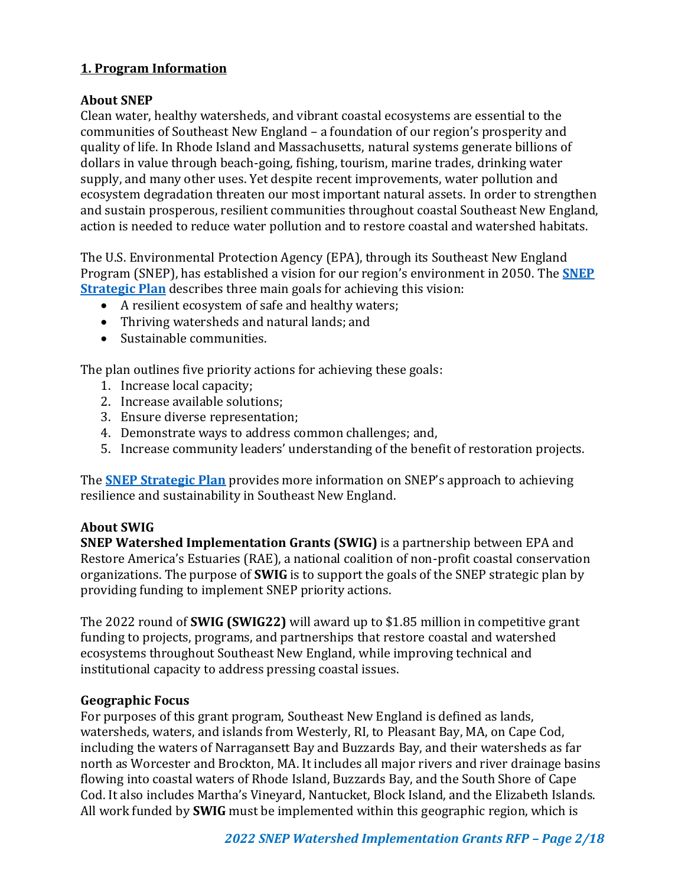## 1. Program Information

### About SNEP

Clean water, healthy watersheds, and vibrant coastal ecosystems are essential to the communities of Southeast New England – a foundation of our region's prosperity and quality of life. In Rhode Island and Massachusetts, natural systems generate billions of dollars in value through beach-going, fishing, tourism, marine trades, drinking water supply, and many other uses. Yet despite recent improvements, water pollution and ecosystem degradation threaten our most important natural assets. In order to strengthen and sustain prosperous, resilient communities throughout coastal Southeast New England, action is needed to reduce water pollution and to restore coastal and watershed habitats.

The U.S. Environmental Protection Agency (EPA), through its Southeast New England Program (SNEP), has established a vision for our region's environment in 2050. The **SNEP Strategic Plan** describes three main goals for achieving this vision:

- A resilient ecosystem of safe and healthy waters;
- Thriving watersheds and natural lands; and
- Sustainable communities.

The plan outlines five priority actions for achieving these goals:

1. Increase local capacity;
2. Increase available solutions;
3. Ensure diverse representation;
4. Demonstrate ways to address common challenges; and,
5. Increase community leaders' understanding of the benefit of restoration projects.

The **SNEP Strategic Plan** provides more information on SNEP's approach to achieving resilience and sustainability in Southeast New England.

### About SWIG

**SNEP Watershed Implementation Grants (SWIG)** is a partnership between EPA and Restore America's Estuaries (RAE), a national coalition of non-profit coastal conservation organizations. The purpose of **SWIG** is to support the goals of the SNEP strategic plan by providing funding to implement SNEP priority actions.

The 2022 round of **SWIG (SWIG22)** will award up to $1.85 million in competitive grant funding to projects, programs, and partnerships that restore coastal and watershed ecosystems throughout Southeast New England, while improving technical and institutional capacity to address pressing coastal issues.

### Geographic Focus

For purposes of this grant program, Southeast New England is defined as lands, watersheds, waters, and islands from Westerly, RI, to Pleasant Bay, MA, on Cape Cod, including the waters of Narragansett Bay and Buzzards Bay, and their watersheds as far north as Worcester and Brockton, MA. It includes all major rivers and river drainage basins flowing into coastal waters of Rhode Island, Buzzards Bay, and the South Shore of Cape Cod. It also includes Martha's Vineyard, Nantucket, Block Island, and the Elizabeth Islands. All work funded by **SWIG** must be implemented within this geographic region, which is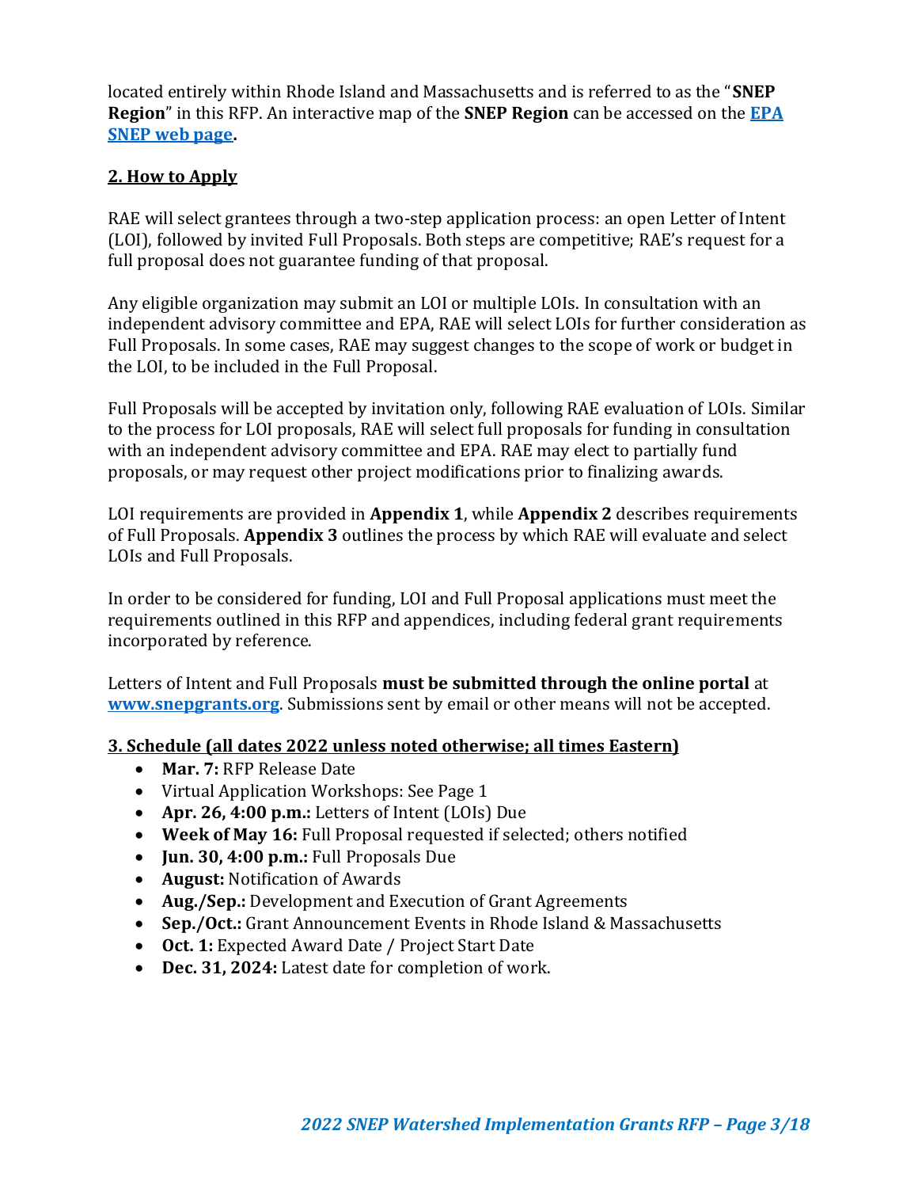located entirely within Rhode Island and Massachusetts and is referred to as the "**SNEP Region**" in this RFP. An interactive map of the **SNEP Region** can be accessed on the [EPA SNEP web page](#).

## 2. How to Apply

RAE will select grantees through a two-step application process: an open Letter of Intent (LOI), followed by invited Full Proposals. Both steps are competitive; RAE's request for a full proposal does not guarantee funding of that proposal.

Any eligible organization may submit an LOI or multiple LOIs. In consultation with an independent advisory committee and EPA, RAE will select LOIs for further consideration as Full Proposals. In some cases, RAE may suggest changes to the scope of work or budget in the LOI, to be included in the Full Proposal.

Full Proposals will be accepted by invitation only, following RAE evaluation of LOIs. Similar to the process for LOI proposals, RAE will select full proposals for funding in consultation with an independent advisory committee and EPA. RAE may elect to partially fund proposals, or may request other project modifications prior to finalizing awards.

LOI requirements are provided in **Appendix 1**, while **Appendix 2** describes requirements of Full Proposals. **Appendix 3** outlines the process by which RAE will evaluate and select LOIs and Full Proposals.

In order to be considered for funding, LOI and Full Proposal applications must meet the requirements outlined in this RFP and appendices, including federal grant requirements incorporated by reference.

Letters of Intent and Full Proposals **must be submitted through the online portal** at [www.snepgrants.org](www.snepgrants.org). Submissions sent by email or other means will not be accepted.

## 3. Schedule (all dates 2022 unless noted otherwise; all times Eastern)

- **Mar. 7:** RFP Release Date
- Virtual Application Workshops: See Page 1
- **Apr. 26, 4:00 p.m.:** Letters of Intent (LOIs) Due
- **Week of May 16:** Full Proposal requested if selected; others notified
- **Jun. 30, 4:00 p.m.:** Full Proposals Due
- **August:** Notification of Awards
- **Aug./Sep.:** Development and Execution of Grant Agreements
- **Sep./Oct.:** Grant Announcement Events in Rhode Island & Massachusetts
- **Oct. 1:** Expected Award Date / Project Start Date
- **Dec. 31, 2024:** Latest date for completion of work.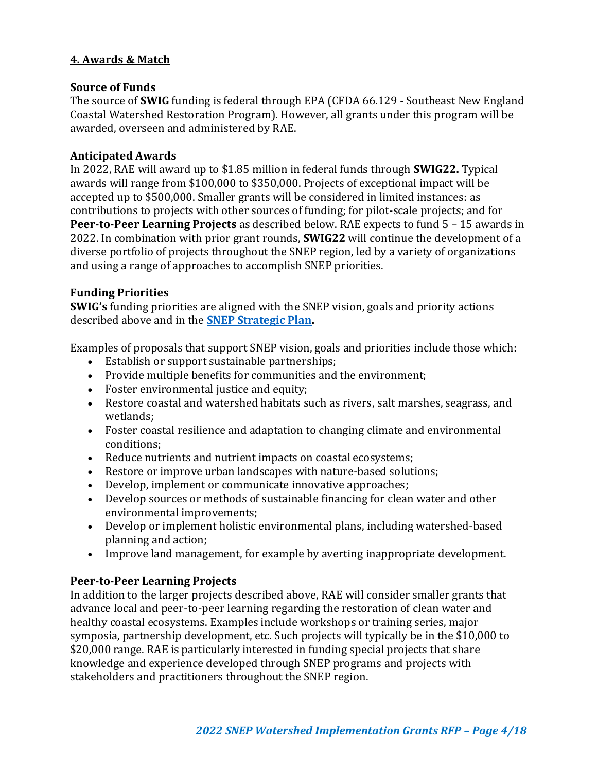## 4. Awards & Match

### Source of Funds

The source of **SWIG** funding is federal through EPA (CFDA 66.129 - Southeast New England Coastal Watershed Restoration Program). However, all grants under this program will be awarded, overseen and administered by RAE.

### Anticipated Awards

In 2022, RAE will award up to $1.85 million in federal funds through **SWIG22.** Typical awards will range from $100,000 to $350,000. Projects of exceptional impact will be accepted up to $500,000. Smaller grants will be considered in limited instances: as contributions to projects with other sources of funding; for pilot-scale projects; and for **Peer-to-Peer Learning Projects** as described below. RAE expects to fund 5 – 15 awards in 2022. In combination with prior grant rounds, **SWIG22** will continue the development of a diverse portfolio of projects throughout the SNEP region, led by a variety of organizations and using a range of approaches to accomplish SNEP priorities.

### Funding Priorities

**SWIG's** funding priorities are aligned with the SNEP vision, goals and priority actions described above and in the **SNEP Strategic Plan.**

Examples of proposals that support SNEP vision, goals and priorities include those which:

- Establish or support sustainable partnerships;
- Provide multiple benefits for communities and the environment;
- Foster environmental justice and equity;
- Restore coastal and watershed habitats such as rivers, salt marshes, seagrass, and wetlands;
- Foster coastal resilience and adaptation to changing climate and environmental conditions;
- Reduce nutrients and nutrient impacts on coastal ecosystems;
- Restore or improve urban landscapes with nature-based solutions;
- Develop, implement or communicate innovative approaches;
- Develop sources or methods of sustainable financing for clean water and other environmental improvements;
- Develop or implement holistic environmental plans, including watershed-based planning and action;
- Improve land management, for example by averting inappropriate development.

### Peer-to-Peer Learning Projects

In addition to the larger projects described above, RAE will consider smaller grants that advance local and peer-to-peer learning regarding the restoration of clean water and healthy coastal ecosystems. Examples include workshops or training series, major symposia, partnership development, etc. Such projects will typically be in the $10,000 to $20,000 range. RAE is particularly interested in funding special projects that share knowledge and experience developed through SNEP programs and projects with stakeholders and practitioners throughout the SNEP region.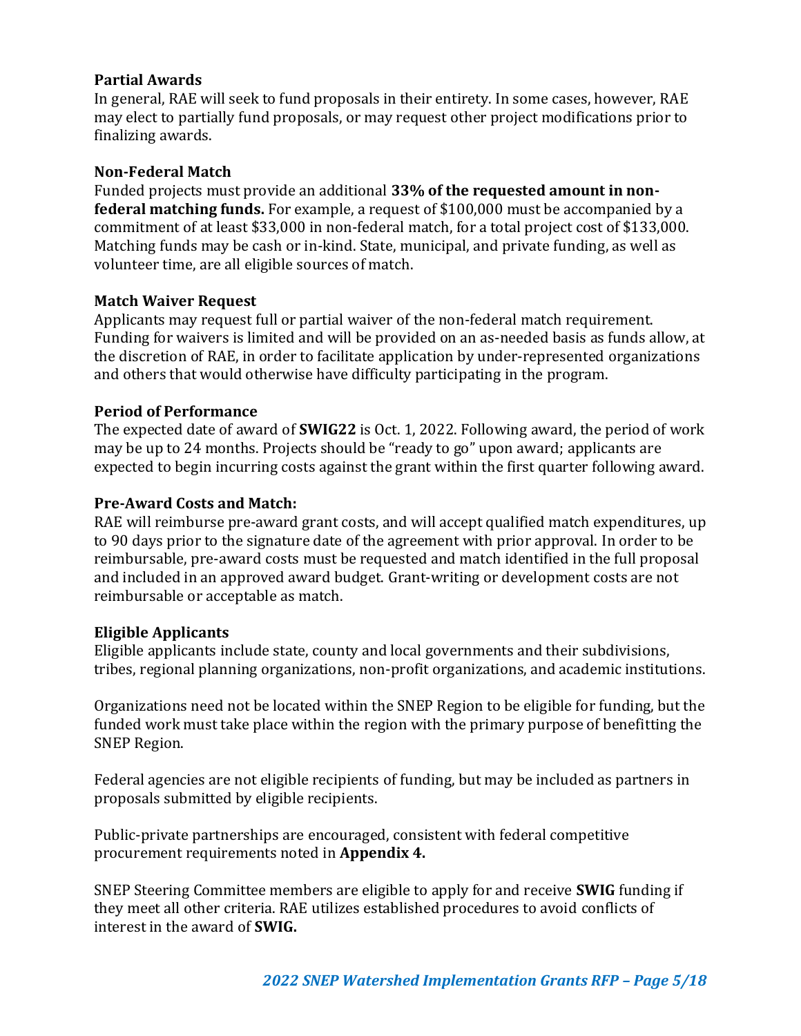**Partial Awards**

In general, RAE will seek to fund proposals in their entirety. In some cases, however, RAE may elect to partially fund proposals, or may request other project modifications prior to finalizing awards.

**Non-Federal Match**

Funded projects must provide an additional **33% of the requested amount in non-federal matching funds.** For example, a request of $100,000 must be accompanied by a commitment of at least $33,000 in non-federal match, for a total project cost of $133,000. Matching funds may be cash or in-kind. State, municipal, and private funding, as well as volunteer time, are all eligible sources of match.

**Match Waiver Request**

Applicants may request full or partial waiver of the non-federal match requirement. Funding for waivers is limited and will be provided on an as-needed basis as funds allow, at the discretion of RAE, in order to facilitate application by under-represented organizations and others that would otherwise have difficulty participating in the program.

**Period of Performance**

The expected date of award of **SWIG22** is Oct. 1, 2022. Following award, the period of work may be up to 24 months. Projects should be "ready to go" upon award; applicants are expected to begin incurring costs against the grant within the first quarter following award.

**Pre-Award Costs and Match:**

RAE will reimburse pre-award grant costs, and will accept qualified match expenditures, up to 90 days prior to the signature date of the agreement with prior approval. In order to be reimbursable, pre-award costs must be requested and match identified in the full proposal and included in an approved award budget. Grant-writing or development costs are not reimbursable or acceptable as match.

**Eligible Applicants**

Eligible applicants include state, county and local governments and their subdivisions, tribes, regional planning organizations, non-profit organizations, and academic institutions.

Organizations need not be located within the SNEP Region to be eligible for funding, but the funded work must take place within the region with the primary purpose of benefitting the SNEP Region.

Federal agencies are not eligible recipients of funding, but may be included as partners in proposals submitted by eligible recipients.

Public-private partnerships are encouraged, consistent with federal competitive procurement requirements noted in **Appendix 4.**

SNEP Steering Committee members are eligible to apply for and receive **SWIG** funding if they meet all other criteria. RAE utilizes established procedures to avoid conflicts of interest in the award of **SWIG.**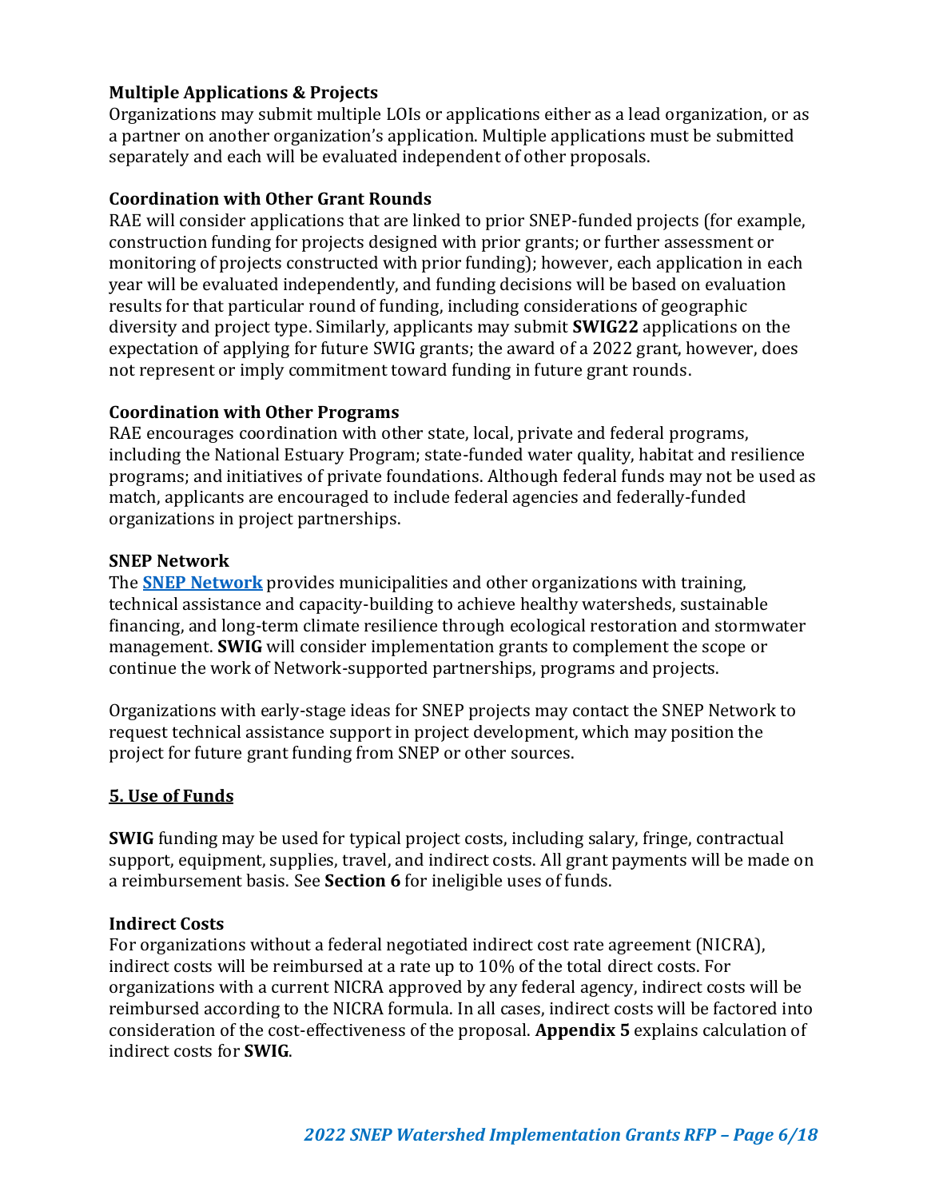**Multiple Applications & Projects**

Organizations may submit multiple LOIs or applications either as a lead organization, or as a partner on another organization's application. Multiple applications must be submitted separately and each will be evaluated independent of other proposals.

**Coordination with Other Grant Rounds**

RAE will consider applications that are linked to prior SNEP-funded projects (for example, construction funding for projects designed with prior grants; or further assessment or monitoring of projects constructed with prior funding); however, each application in each year will be evaluated independently, and funding decisions will be based on evaluation results for that particular round of funding, including considerations of geographic diversity and project type. Similarly, applicants may submit **SWIG22** applications on the expectation of applying for future SWIG grants; the award of a 2022 grant, however, does not represent or imply commitment toward funding in future grant rounds.

**Coordination with Other Programs**

RAE encourages coordination with other state, local, private and federal programs, including the National Estuary Program; state-funded water quality, habitat and resilience programs; and initiatives of private foundations. Although federal funds may not be used as match, applicants are encouraged to include federal agencies and federally-funded organizations in project partnerships.

**SNEP Network**

The **SNEP Network** provides municipalities and other organizations with training, technical assistance and capacity-building to achieve healthy watersheds, sustainable financing, and long-term climate resilience through ecological restoration and stormwater management. **SWIG** will consider implementation grants to complement the scope or continue the work of Network-supported partnerships, programs and projects.

Organizations with early-stage ideas for SNEP projects may contact the SNEP Network to request technical assistance support in project development, which may position the project for future grant funding from SNEP or other sources.

## 5. Use of Funds

**SWIG** funding may be used for typical project costs, including salary, fringe, contractual support, equipment, supplies, travel, and indirect costs. All grant payments will be made on a reimbursement basis. See **Section 6** for ineligible uses of funds.

**Indirect Costs**

For organizations without a federal negotiated indirect cost rate agreement (NICRA), indirect costs will be reimbursed at a rate up to 10% of the total direct costs. For organizations with a current NICRA approved by any federal agency, indirect costs will be reimbursed according to the NICRA formula. In all cases, indirect costs will be factored into consideration of the cost-effectiveness of the proposal. **Appendix 5** explains calculation of indirect costs for **SWIG**.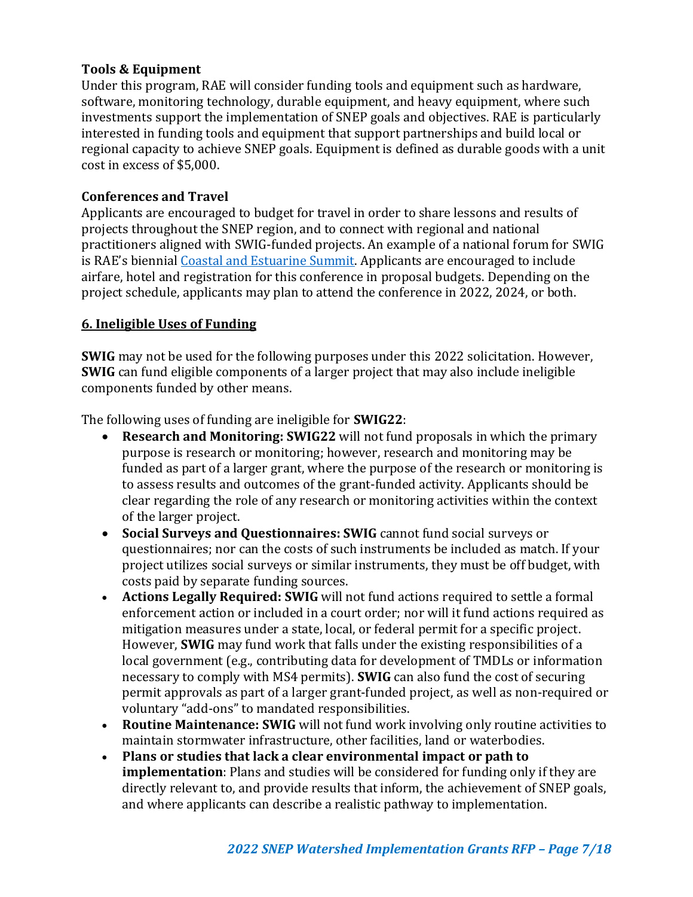### Tools & Equipment

Under this program, RAE will consider funding tools and equipment such as hardware, software, monitoring technology, durable equipment, and heavy equipment, where such investments support the implementation of SNEP goals and objectives. RAE is particularly interested in funding tools and equipment that support partnerships and build local or regional capacity to achieve SNEP goals. Equipment is defined as durable goods with a unit cost in excess of $5,000.

### Conferences and Travel

Applicants are encouraged to budget for travel in order to share lessons and results of projects throughout the SNEP region, and to connect with regional and national practitioners aligned with SWIG-funded projects. An example of a national forum for SWIG is RAE's biennial Coastal and Estuarine Summit. Applicants are encouraged to include airfare, hotel and registration for this conference in proposal budgets. Depending on the project schedule, applicants may plan to attend the conference in 2022, 2024, or both.

## 6. Ineligible Uses of Funding

**SWIG** may not be used for the following purposes under this 2022 solicitation. However, **SWIG** can fund eligible components of a larger project that may also include ineligible components funded by other means.

The following uses of funding are ineligible for **SWIG22**:

- **Research and Monitoring: SWIG22** will not fund proposals in which the primary purpose is research or monitoring; however, research and monitoring may be funded as part of a larger grant, where the purpose of the research or monitoring is to assess results and outcomes of the grant-funded activity. Applicants should be clear regarding the role of any research or monitoring activities within the context of the larger project.
- **Social Surveys and Questionnaires: SWIG** cannot fund social surveys or questionnaires; nor can the costs of such instruments be included as match. If your project utilizes social surveys or similar instruments, they must be off budget, with costs paid by separate funding sources.
- **Actions Legally Required: SWIG** will not fund actions required to settle a formal enforcement action or included in a court order; nor will it fund actions required as mitigation measures under a state, local, or federal permit for a specific project. However, **SWIG** may fund work that falls under the existing responsibilities of a local government (e.g., contributing data for development of TMDLs or information necessary to comply with MS4 permits). **SWIG** can also fund the cost of securing permit approvals as part of a larger grant-funded project, as well as non-required or voluntary "add-ons" to mandated responsibilities.
- **Routine Maintenance: SWIG** will not fund work involving only routine activities to maintain stormwater infrastructure, other facilities, land or waterbodies.
- **Plans or studies that lack a clear environmental impact or path to implementation**: Plans and studies will be considered for funding only if they are directly relevant to, and provide results that inform, the achievement of SNEP goals, and where applicants can describe a realistic pathway to implementation.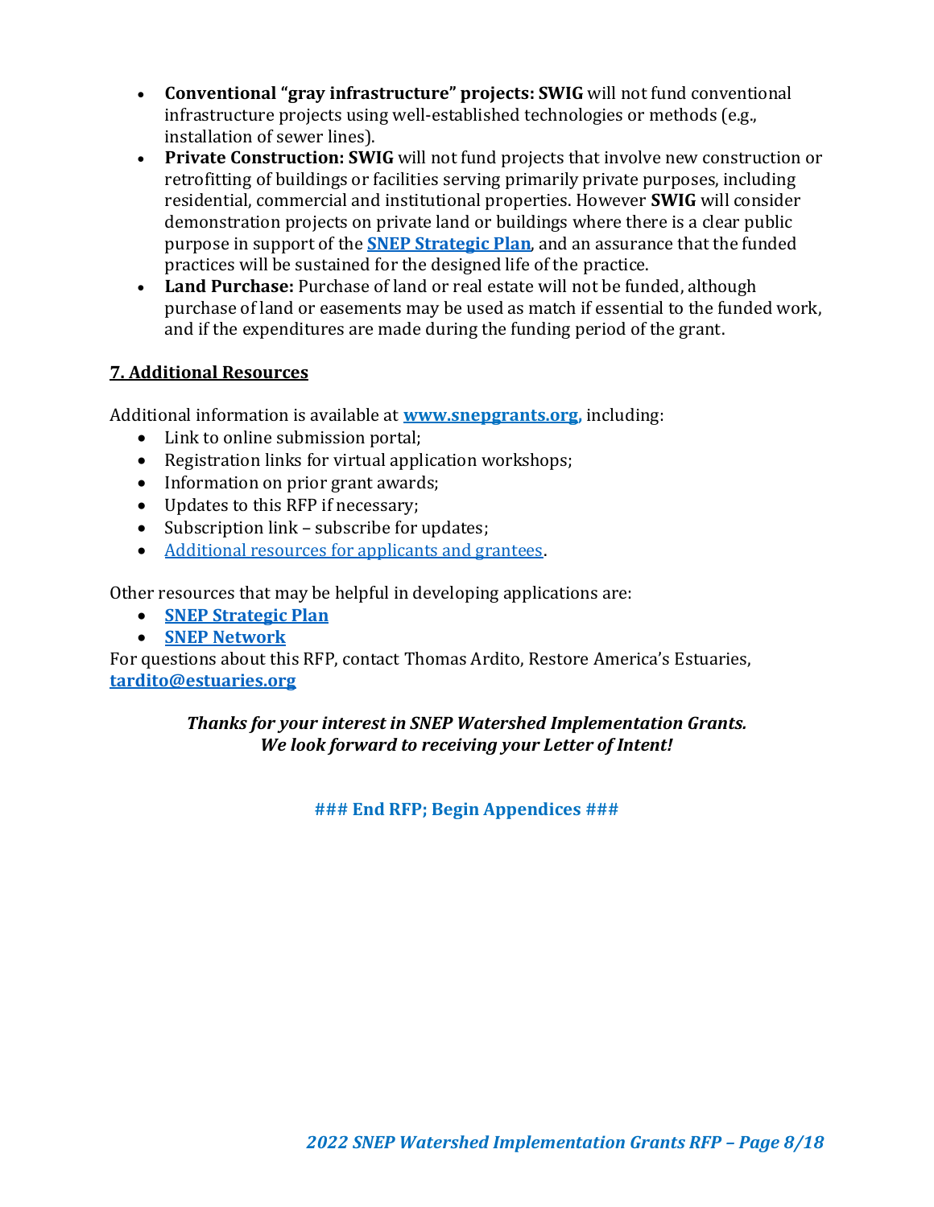- **Conventional "gray infrastructure" projects: SWIG** will not fund conventional infrastructure projects using well-established technologies or methods (e.g., installation of sewer lines).
- **Private Construction: SWIG** will not fund projects that involve new construction or retrofitting of buildings or facilities serving primarily private purposes, including residential, commercial and institutional properties. However **SWIG** will consider demonstration projects on private land or buildings where there is a clear public purpose in support of the **SNEP Strategic Plan**, and an assurance that the funded practices will be sustained for the designed life of the practice.
- **Land Purchase:** Purchase of land or real estate will not be funded, although purchase of land or easements may be used as match if essential to the funded work, and if the expenditures are made during the funding period of the grant.

## 7. Additional Resources

Additional information is available at **www.snepgrants.org**, including:

- Link to online submission portal;
- Registration links for virtual application workshops;
- Information on prior grant awards;
- Updates to this RFP if necessary;
- Subscription link – subscribe for updates;
- Additional resources for applicants and grantees.

Other resources that may be helpful in developing applications are:

- **SNEP Strategic Plan**
- **SNEP Network**

For questions about this RFP, contact Thomas Ardito, Restore America's Estuaries, **tardito@estuaries.org**

***Thanks for your interest in SNEP Watershed Implementation Grants.***
***We look forward to receiving your Letter of Intent!***

**### End RFP; Begin Appendices ###**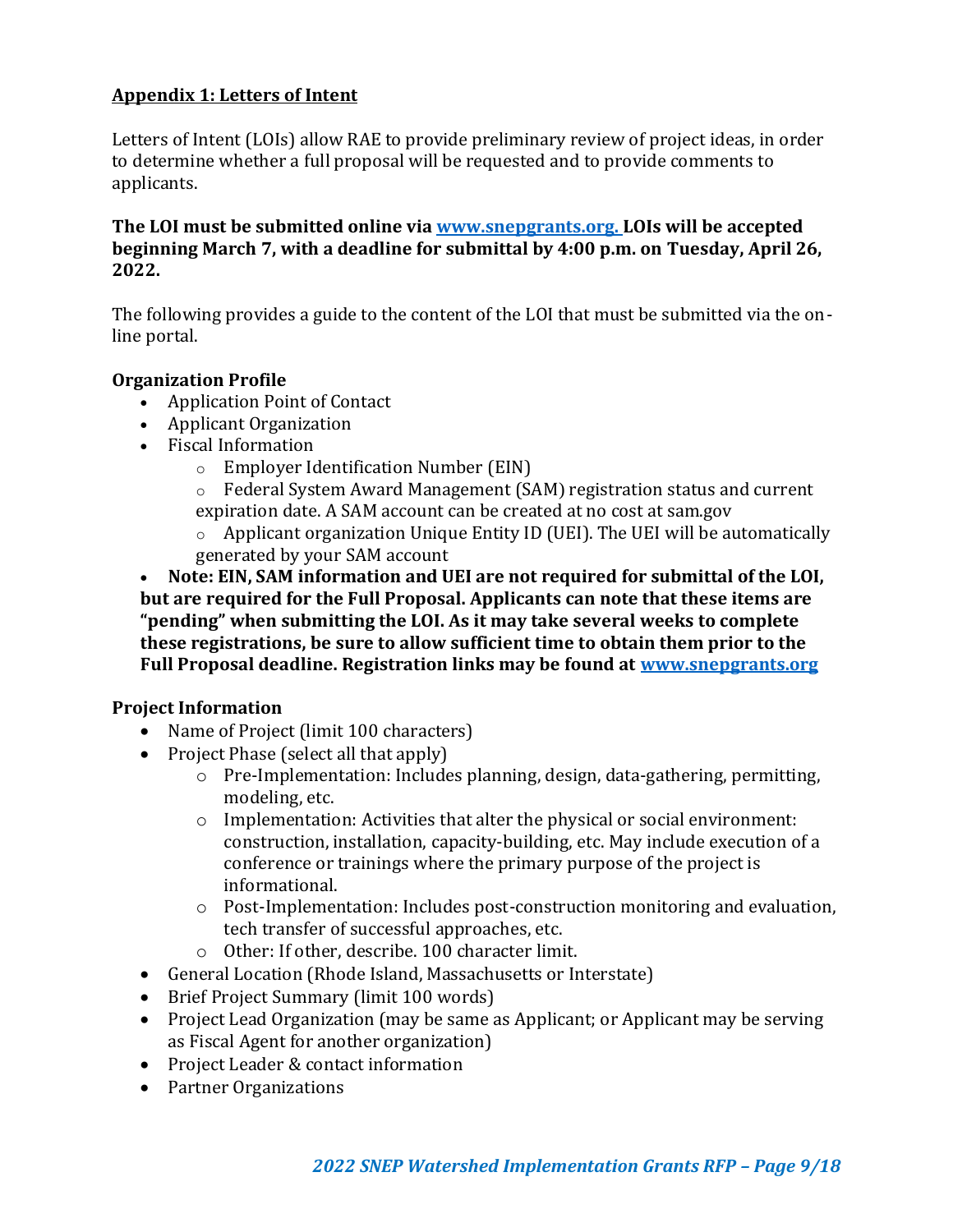## Appendix 1: Letters of Intent

Letters of Intent (LOIs) allow RAE to provide preliminary review of project ideas, in order to determine whether a full proposal will be requested and to provide comments to applicants.

**The LOI must be submitted online via [www.snepgrants.org.](http://www.snepgrants.org) LOIs will be accepted beginning March 7, with a deadline for submittal by 4:00 p.m. on Tuesday, April 26, 2022.**

The following provides a guide to the content of the LOI that must be submitted via the on-line portal.

**Organization Profile**

- Application Point of Contact
- Applicant Organization
- Fiscal Information
    - Employer Identification Number (EIN)
    - Federal System Award Management (SAM) registration status and current expiration date. A SAM account can be created at no cost at sam.gov
    - Applicant organization Unique Entity ID (UEI). The UEI will be automatically generated by your SAM account
- **Note: EIN, SAM information and UEI are not required for submittal of the LOI, but are required for the Full Proposal. Applicants can note that these items are "pending" when submitting the LOI. As it may take several weeks to complete these registrations, be sure to allow sufficient time to obtain them prior to the Full Proposal deadline. Registration links may be found at [www.snepgrants.org](http://www.snepgrants.org)**

**Project Information**

- Name of Project (limit 100 characters)
- Project Phase (select all that apply)
    - Pre-Implementation: Includes planning, design, data-gathering, permitting, modeling, etc.
    - Implementation: Activities that alter the physical or social environment: construction, installation, capacity-building, etc. May include execution of a conference or trainings where the primary purpose of the project is informational.
    - Post-Implementation: Includes post-construction monitoring and evaluation, tech transfer of successful approaches, etc.
    - Other: If other, describe. 100 character limit.
- General Location (Rhode Island, Massachusetts or Interstate)
- Brief Project Summary (limit 100 words)
- Project Lead Organization (may be same as Applicant; or Applicant may be serving as Fiscal Agent for another organization)
- Project Leader & contact information
- Partner Organizations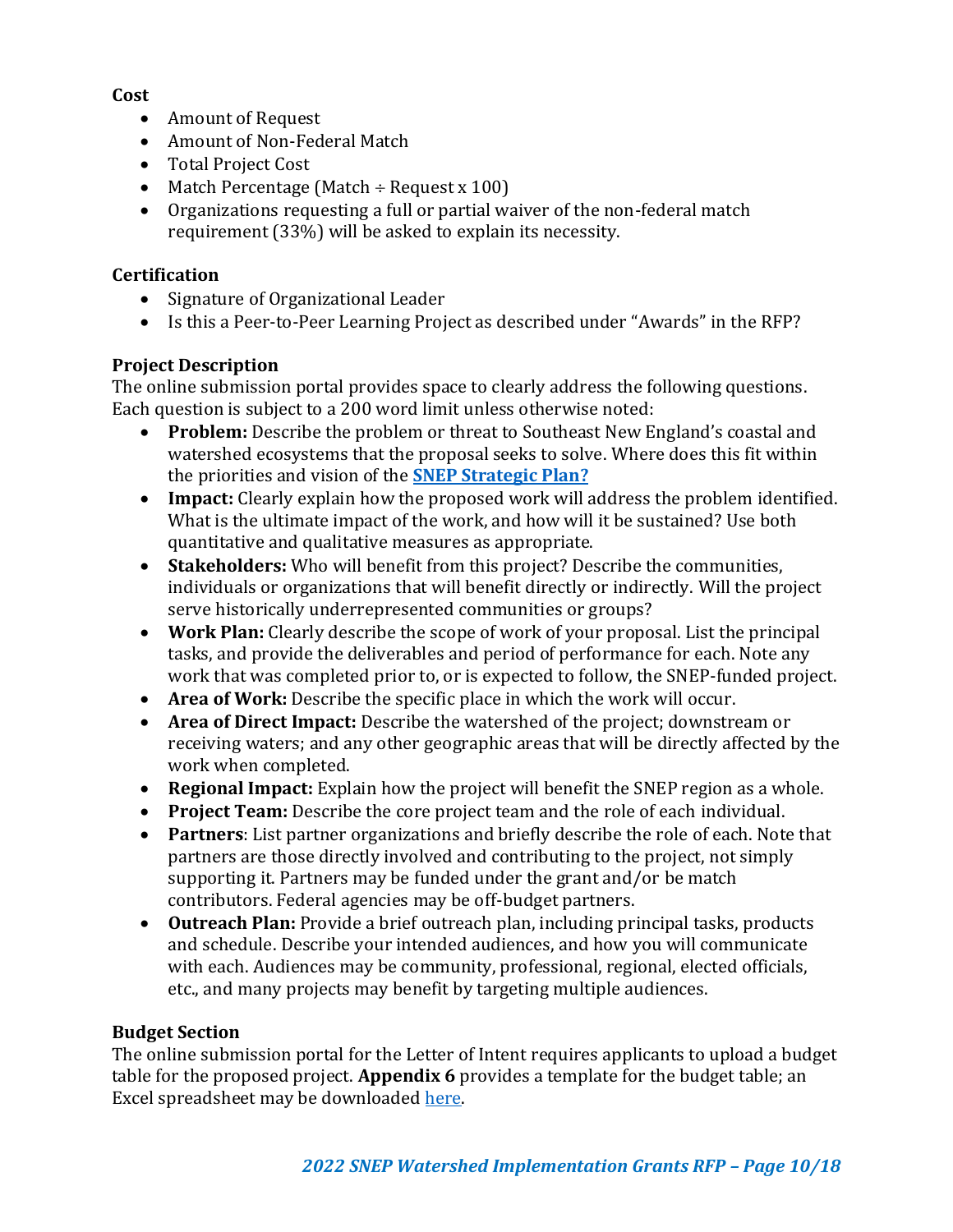**Cost**

- Amount of Request
- Amount of Non-Federal Match
- Total Project Cost
- Match Percentage (Match ÷ Request x 100)
- Organizations requesting a full or partial waiver of the non-federal match requirement (33%) will be asked to explain its necessity.

**Certification**

- Signature of Organizational Leader
- Is this a Peer-to-Peer Learning Project as described under "Awards" in the RFP?

**Project Description**

The online submission portal provides space to clearly address the following questions. Each question is subject to a 200 word limit unless otherwise noted:

- **Problem:** Describe the problem or threat to Southeast New England's coastal and watershed ecosystems that the proposal seeks to solve. Where does this fit within the priorities and vision of the **SNEP Strategic Plan?**
- **Impact:** Clearly explain how the proposed work will address the problem identified. What is the ultimate impact of the work, and how will it be sustained? Use both quantitative and qualitative measures as appropriate.
- **Stakeholders:** Who will benefit from this project? Describe the communities, individuals or organizations that will benefit directly or indirectly. Will the project serve historically underrepresented communities or groups?
- **Work Plan:** Clearly describe the scope of work of your proposal. List the principal tasks, and provide the deliverables and period of performance for each. Note any work that was completed prior to, or is expected to follow, the SNEP-funded project.
- **Area of Work:** Describe the specific place in which the work will occur.
- **Area of Direct Impact:** Describe the watershed of the project; downstream or receiving waters; and any other geographic areas that will be directly affected by the work when completed.
- **Regional Impact:** Explain how the project will benefit the SNEP region as a whole.
- **Project Team:** Describe the core project team and the role of each individual.
- **Partners**: List partner organizations and briefly describe the role of each. Note that partners are those directly involved and contributing to the project, not simply supporting it. Partners may be funded under the grant and/or be match contributors. Federal agencies may be off-budget partners.
- **Outreach Plan:** Provide a brief outreach plan, including principal tasks, products and schedule. Describe your intended audiences, and how you will communicate with each. Audiences may be community, professional, regional, elected officials, etc., and many projects may benefit by targeting multiple audiences.

**Budget Section**

The online submission portal for the Letter of Intent requires applicants to upload a budget table for the proposed project. **Appendix 6** provides a template for the budget table; an Excel spreadsheet may be downloaded here.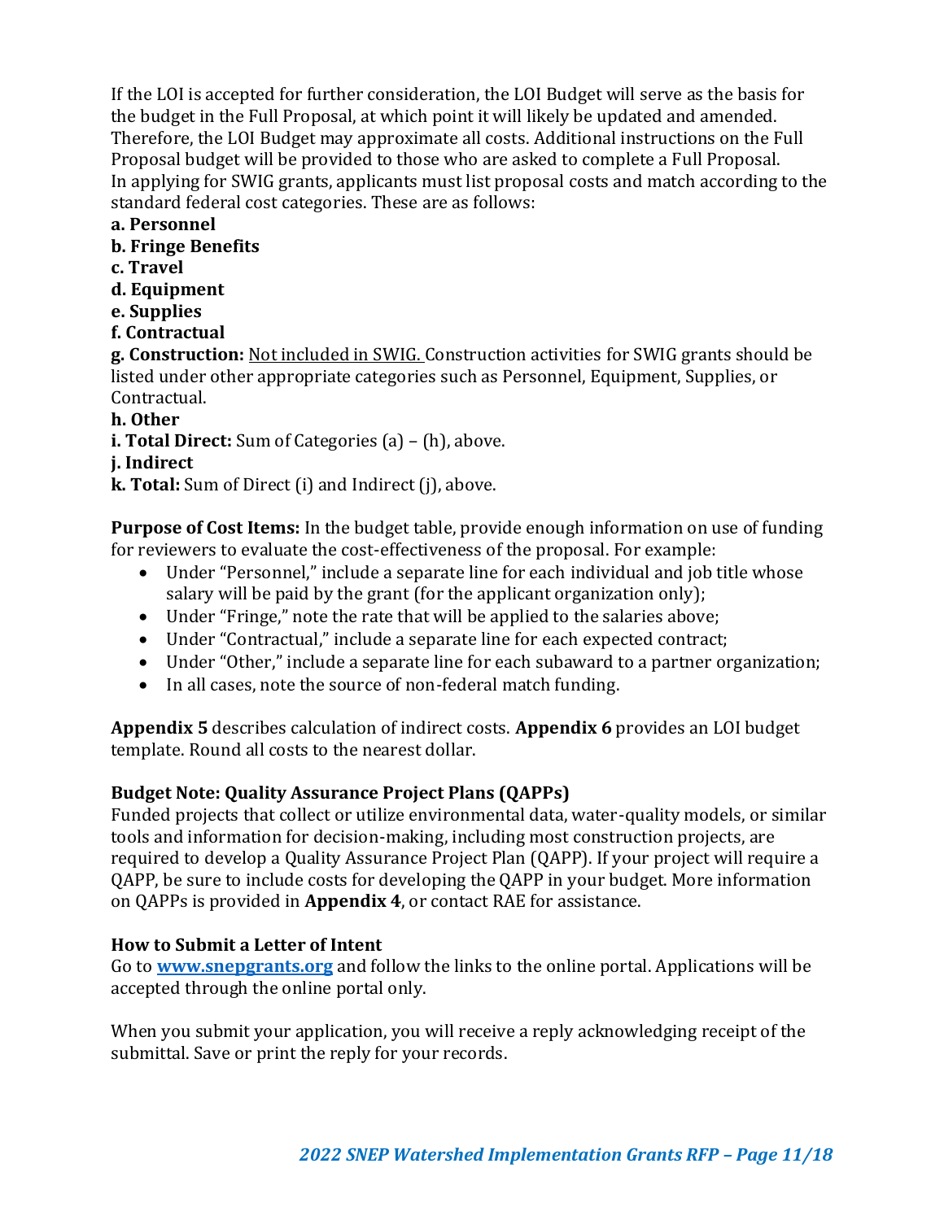If the LOI is accepted for further consideration, the LOI Budget will serve as the basis for the budget in the Full Proposal, at which point it will likely be updated and amended. Therefore, the LOI Budget may approximate all costs. Additional instructions on the Full Proposal budget will be provided to those who are asked to complete a Full Proposal.
In applying for SWIG grants, applicants must list proposal costs and match according to the standard federal cost categories. These are as follows:

**a. Personnel**
**b. Fringe Benefits**
**c. Travel**
**d. Equipment**
**e. Supplies**
**f. Contractual**
**g. Construction:** Not included in SWIG. Construction activities for SWIG grants should be listed under other appropriate categories such as Personnel, Equipment, Supplies, or Contractual.
**h. Other**
**i. Total Direct:** Sum of Categories (a) – (h), above.
**j. Indirect**
**k. Total:** Sum of Direct (i) and Indirect (j), above.

**Purpose of Cost Items:** In the budget table, provide enough information on use of funding for reviewers to evaluate the cost-effectiveness of the proposal. For example:

- Under "Personnel," include a separate line for each individual and job title whose salary will be paid by the grant (for the applicant organization only);
- Under "Fringe," note the rate that will be applied to the salaries above;
- Under "Contractual," include a separate line for each expected contract;
- Under "Other," include a separate line for each subaward to a partner organization;
- In all cases, note the source of non-federal match funding.

**Appendix 5** describes calculation of indirect costs. **Appendix 6** provides an LOI budget template. Round all costs to the nearest dollar.

### Budget Note: Quality Assurance Project Plans (QAPPs)

Funded projects that collect or utilize environmental data, water-quality models, or similar tools and information for decision-making, including most construction projects, are required to develop a Quality Assurance Project Plan (QAPP). If your project will require a QAPP, be sure to include costs for developing the QAPP in your budget. More information on QAPPs is provided in **Appendix 4**, or contact RAE for assistance.

### How to Submit a Letter of Intent

Go to **[www.snepgrants.org](http://www.snepgrants.org)** and follow the links to the online portal. Applications will be accepted through the online portal only.

When you submit your application, you will receive a reply acknowledging receipt of the submittal. Save or print the reply for your records.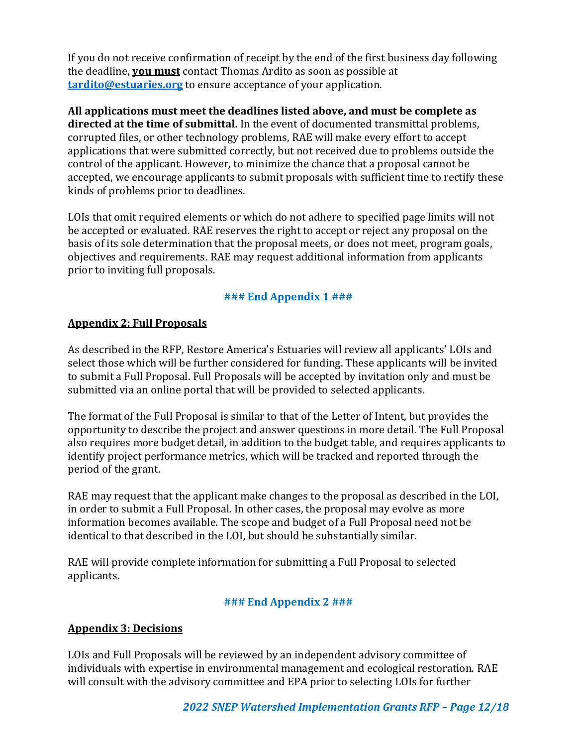If you do not receive confirmation of receipt by the end of the first business day following the deadline, **you must** contact Thomas Ardito as soon as possible at **tardito@estuaries.org** to ensure acceptance of your application.

**All applications must meet the deadlines listed above, and must be complete as directed at the time of submittal.** In the event of documented transmittal problems, corrupted files, or other technology problems, RAE will make every effort to accept applications that were submitted correctly, but not received due to problems outside the control of the applicant. However, to minimize the chance that a proposal cannot be accepted, we encourage applicants to submit proposals with sufficient time to rectify these kinds of problems prior to deadlines.

LOIs that omit required elements or which do not adhere to specified page limits will not be accepted or evaluated. RAE reserves the right to accept or reject any proposal on the basis of its sole determination that the proposal meets, or does not meet, program goals, objectives and requirements. RAE may request additional information from applicants prior to inviting full proposals.

**### End Appendix 1 ###**

## Appendix 2: Full Proposals

As described in the RFP, Restore America's Estuaries will review all applicants' LOIs and select those which will be further considered for funding. These applicants will be invited to submit a Full Proposal. Full Proposals will be accepted by invitation only and must be submitted via an online portal that will be provided to selected applicants.

The format of the Full Proposal is similar to that of the Letter of Intent, but provides the opportunity to describe the project and answer questions in more detail. The Full Proposal also requires more budget detail, in addition to the budget table, and requires applicants to identify project performance metrics, which will be tracked and reported through the period of the grant.

RAE may request that the applicant make changes to the proposal as described in the LOI, in order to submit a Full Proposal. In other cases, the proposal may evolve as more information becomes available. The scope and budget of a Full Proposal need not be identical to that described in the LOI, but should be substantially similar.

RAE will provide complete information for submitting a Full Proposal to selected applicants.

**### End Appendix 2 ###**

## Appendix 3: Decisions

LOIs and Full Proposals will be reviewed by an independent advisory committee of individuals with expertise in environmental management and ecological restoration. RAE will consult with the advisory committee and EPA prior to selecting LOIs for further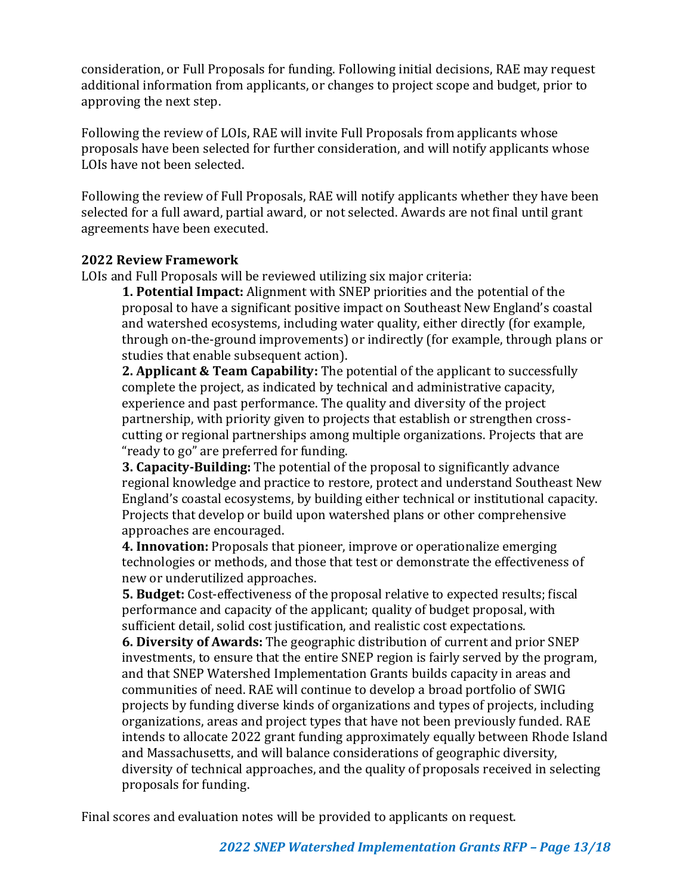consideration, or Full Proposals for funding. Following initial decisions, RAE may request additional information from applicants, or changes to project scope and budget, prior to approving the next step.

Following the review of LOIs, RAE will invite Full Proposals from applicants whose proposals have been selected for further consideration, and will notify applicants whose LOIs have not been selected.

Following the review of Full Proposals, RAE will notify applicants whether they have been selected for a full award, partial award, or not selected. Awards are not final until grant agreements have been executed.

**2022 Review Framework**

LOIs and Full Proposals will be reviewed utilizing six major criteria:

**1. Potential Impact:** Alignment with SNEP priorities and the potential of the proposal to have a significant positive impact on Southeast New England's coastal and watershed ecosystems, including water quality, either directly (for example, through on-the-ground improvements) or indirectly (for example, through plans or studies that enable subsequent action).

**2. Applicant & Team Capability:** The potential of the applicant to successfully complete the project, as indicated by technical and administrative capacity, experience and past performance. The quality and diversity of the project partnership, with priority given to projects that establish or strengthen cross-cutting or regional partnerships among multiple organizations. Projects that are "ready to go" are preferred for funding.

**3. Capacity-Building:** The potential of the proposal to significantly advance regional knowledge and practice to restore, protect and understand Southeast New England's coastal ecosystems, by building either technical or institutional capacity. Projects that develop or build upon watershed plans or other comprehensive approaches are encouraged.

**4. Innovation:** Proposals that pioneer, improve or operationalize emerging technologies or methods, and those that test or demonstrate the effectiveness of new or underutilized approaches.

**5. Budget:** Cost-effectiveness of the proposal relative to expected results; fiscal performance and capacity of the applicant; quality of budget proposal, with sufficient detail, solid cost justification, and realistic cost expectations.

**6. Diversity of Awards:** The geographic distribution of current and prior SNEP investments, to ensure that the entire SNEP region is fairly served by the program, and that SNEP Watershed Implementation Grants builds capacity in areas and communities of need. RAE will continue to develop a broad portfolio of SWIG projects by funding diverse kinds of organizations and types of projects, including organizations, areas and project types that have not been previously funded. RAE intends to allocate 2022 grant funding approximately equally between Rhode Island and Massachusetts, and will balance considerations of geographic diversity, diversity of technical approaches, and the quality of proposals received in selecting proposals for funding.

Final scores and evaluation notes will be provided to applicants on request.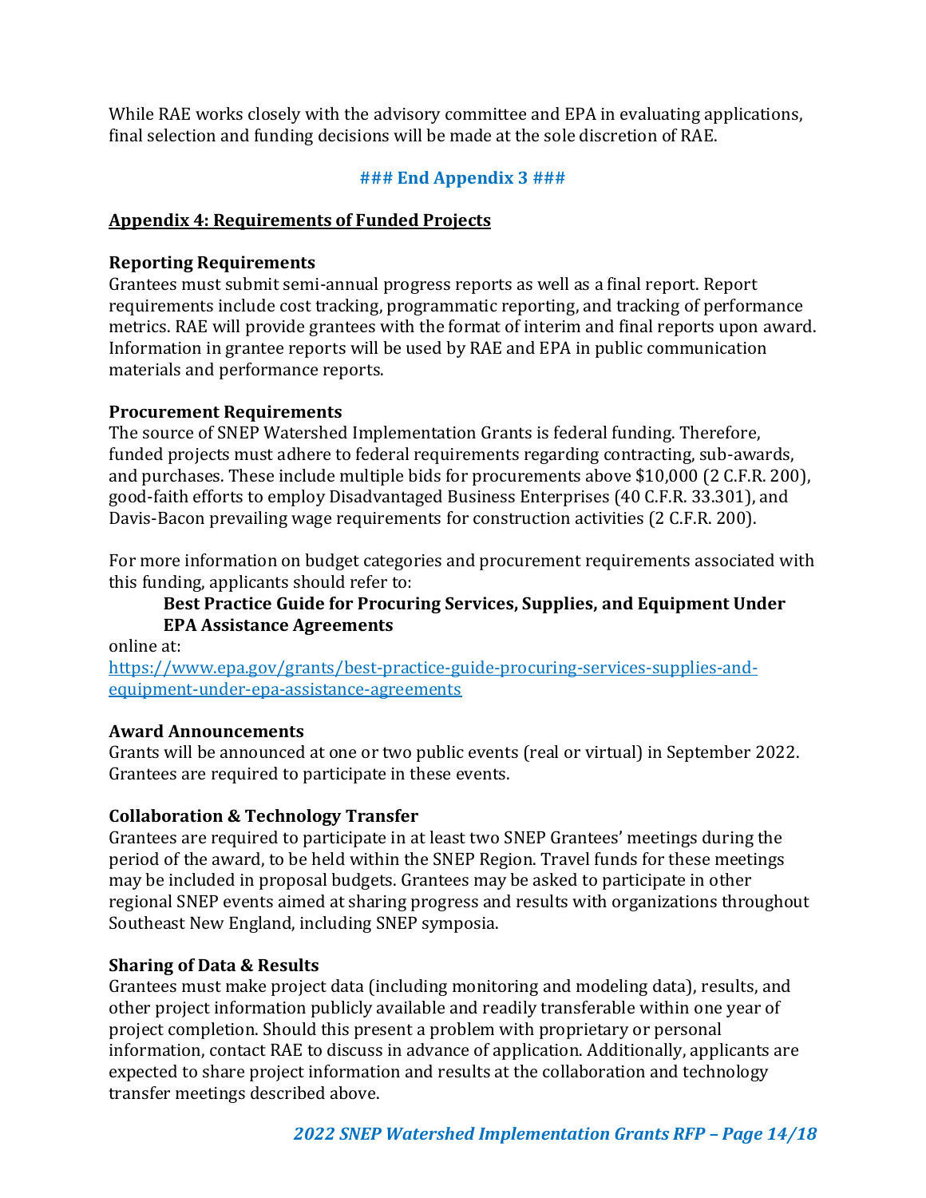While RAE works closely with the advisory committee and EPA in evaluating applications, final selection and funding decisions will be made at the sole discretion of RAE.

**### End Appendix 3 ###**

## Appendix 4: Requirements of Funded Projects

**Reporting Requirements**

Grantees must submit semi-annual progress reports as well as a final report. Report requirements include cost tracking, programmatic reporting, and tracking of performance metrics. RAE will provide grantees with the format of interim and final reports upon award. Information in grantee reports will be used by RAE and EPA in public communication materials and performance reports.

**Procurement Requirements**

The source of SNEP Watershed Implementation Grants is federal funding. Therefore, funded projects must adhere to federal requirements regarding contracting, sub-awards, and purchases. These include multiple bids for procurements above $10,000 (2 C.F.R. 200), good-faith efforts to employ Disadvantaged Business Enterprises (40 C.F.R. 33.301), and Davis-Bacon prevailing wage requirements for construction activities (2 C.F.R. 200).

For more information on budget categories and procurement requirements associated with this funding, applicants should refer to:

> **Best Practice Guide for Procuring Services, Supplies, and Equipment Under EPA Assistance Agreements**

online at:
[https://www.epa.gov/grants/best-practice-guide-procuring-services-supplies-and-equipment-under-epa-assistance-agreements](https://www.epa.gov/grants/best-practice-guide-procuring-services-supplies-and-equipment-under-epa-assistance-agreements)

**Award Announcements**

Grants will be announced at one or two public events (real or virtual) in September 2022. Grantees are required to participate in these events.

**Collaboration & Technology Transfer**

Grantees are required to participate in at least two SNEP Grantees' meetings during the period of the award, to be held within the SNEP Region. Travel funds for these meetings may be included in proposal budgets. Grantees may be asked to participate in other regional SNEP events aimed at sharing progress and results with organizations throughout Southeast New England, including SNEP symposia.

**Sharing of Data & Results**

Grantees must make project data (including monitoring and modeling data), results, and other project information publicly available and readily transferable within one year of project completion. Should this present a problem with proprietary or personal information, contact RAE to discuss in advance of application. Additionally, applicants are expected to share project information and results at the collaboration and technology transfer meetings described above.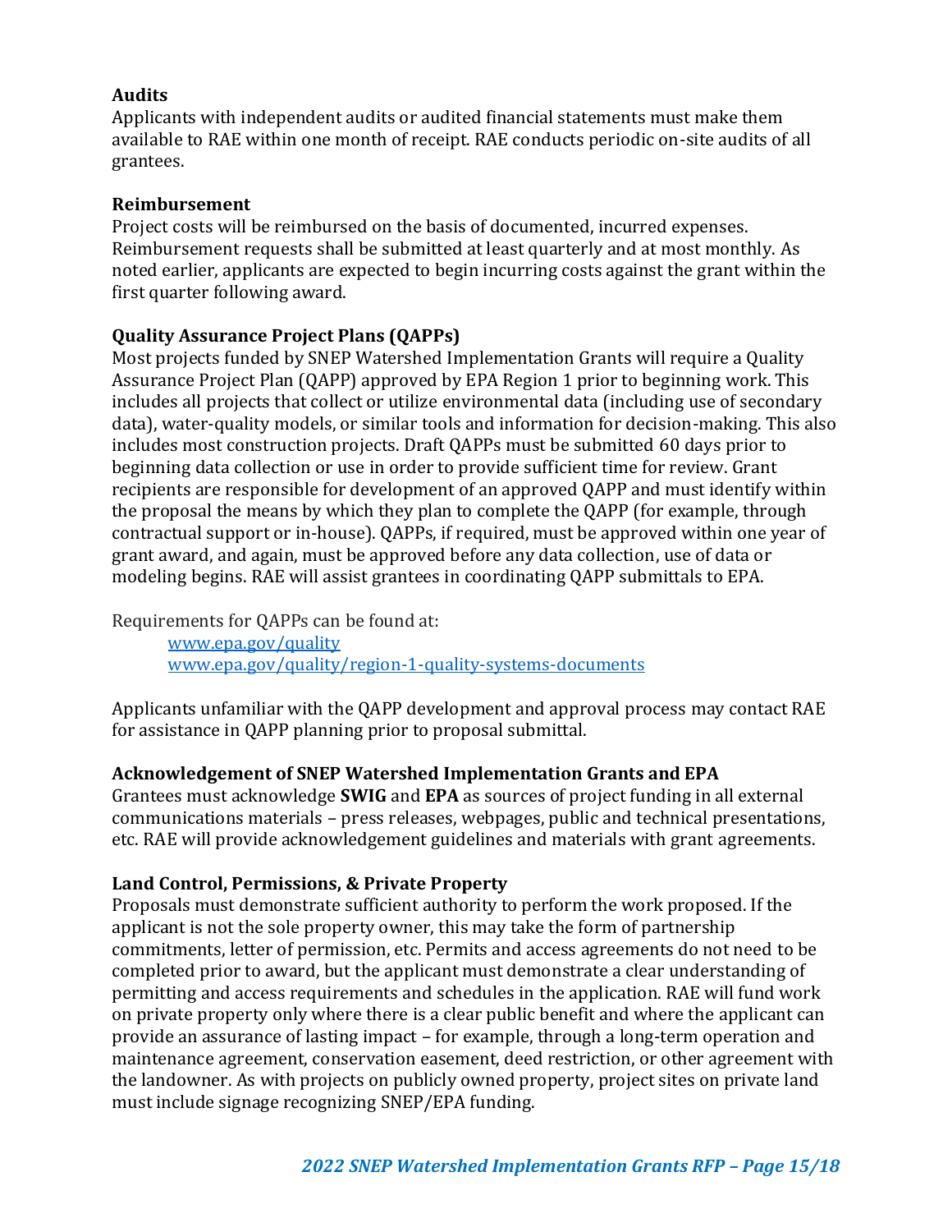### Audits

Applicants with independent audits or audited financial statements must make them available to RAE within one month of receipt. RAE conducts periodic on-site audits of all grantees.

### Reimbursement

Project costs will be reimbursed on the basis of documented, incurred expenses. Reimbursement requests shall be submitted at least quarterly and at most monthly. As noted earlier, applicants are expected to begin incurring costs against the grant within the first quarter following award.

### Quality Assurance Project Plans (QAPPs)

Most projects funded by SNEP Watershed Implementation Grants will require a Quality Assurance Project Plan (QAPP) approved by EPA Region 1 prior to beginning work. This includes all projects that collect or utilize environmental data (including use of secondary data), water-quality models, or similar tools and information for decision-making. This also includes most construction projects. Draft QAPPs must be submitted 60 days prior to beginning data collection or use in order to provide sufficient time for review. Grant recipients are responsible for development of an approved QAPP and must identify within the proposal the means by which they plan to complete the QAPP (for example, through contractual support or in-house). QAPPs, if required, must be approved within one year of grant award, and again, must be approved before any data collection, use of data or modeling begins. RAE will assist grantees in coordinating QAPP submittals to EPA.

Requirements for QAPPs can be found at:

[www.epa.gov/quality](www.epa.gov/quality)
[www.epa.gov/quality/region-1-quality-systems-documents](www.epa.gov/quality/region-1-quality-systems-documents)

Applicants unfamiliar with the QAPP development and approval process may contact RAE for assistance in QAPP planning prior to proposal submittal.

### Acknowledgement of SNEP Watershed Implementation Grants and EPA

Grantees must acknowledge **SWIG** and **EPA** as sources of project funding in all external communications materials – press releases, webpages, public and technical presentations, etc. RAE will provide acknowledgement guidelines and materials with grant agreements.

### Land Control, Permissions, & Private Property

Proposals must demonstrate sufficient authority to perform the work proposed. If the applicant is not the sole property owner, this may take the form of partnership commitments, letter of permission, etc. Permits and access agreements do not need to be completed prior to award, but the applicant must demonstrate a clear understanding of permitting and access requirements and schedules in the application. RAE will fund work on private property only where there is a clear public benefit and where the applicant can provide an assurance of lasting impact – for example, through a long-term operation and maintenance agreement, conservation easement, deed restriction, or other agreement with the landowner. As with projects on publicly owned property, project sites on private land must include signage recognizing SNEP/EPA funding.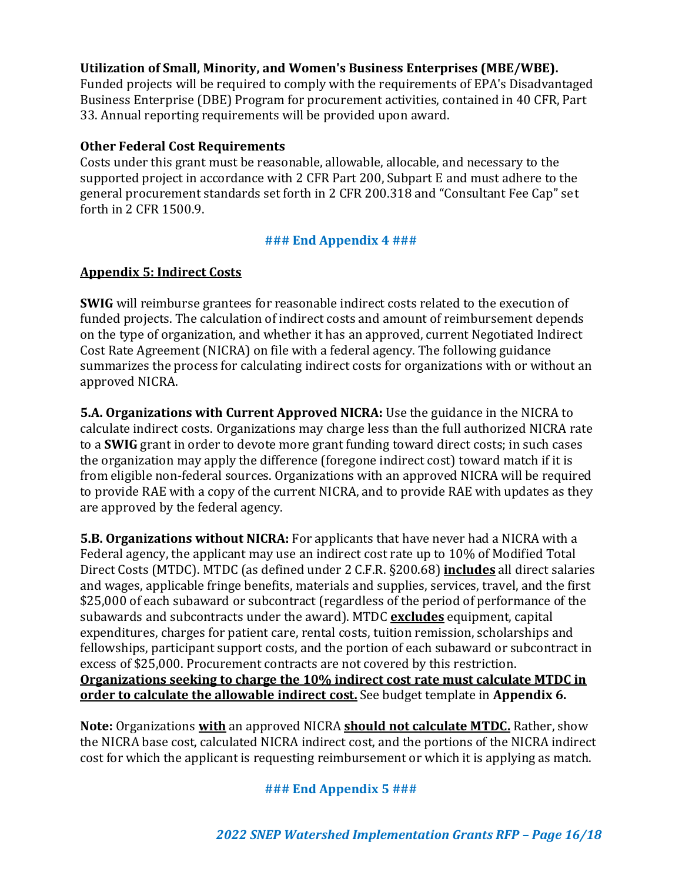**Utilization of Small, Minority, and Women's Business Enterprises (MBE/WBE).**
Funded projects will be required to comply with the requirements of EPA's Disadvantaged Business Enterprise (DBE) Program for procurement activities, contained in 40 CFR, Part 33. Annual reporting requirements will be provided upon award.

**Other Federal Cost Requirements**
Costs under this grant must be reasonable, allowable, allocable, and necessary to the supported project in accordance with 2 CFR Part 200, Subpart E and must adhere to the general procurement standards set forth in 2 CFR 200.318 and "Consultant Fee Cap" set forth in 2 CFR 1500.9.

**### End Appendix 4 ###**

## Appendix 5: Indirect Costs

**SWIG** will reimburse grantees for reasonable indirect costs related to the execution of funded projects. The calculation of indirect costs and amount of reimbursement depends on the type of organization, and whether it has an approved, current Negotiated Indirect Cost Rate Agreement (NICRA) on file with a federal agency. The following guidance summarizes the process for calculating indirect costs for organizations with or without an approved NICRA.

**5.A. Organizations with Current Approved NICRA:** Use the guidance in the NICRA to calculate indirect costs. Organizations may charge less than the full authorized NICRA rate to a **SWIG** grant in order to devote more grant funding toward direct costs; in such cases the organization may apply the difference (foregone indirect cost) toward match if it is from eligible non-federal sources. Organizations with an approved NICRA will be required to provide RAE with a copy of the current NICRA, and to provide RAE with updates as they are approved by the federal agency.

**5.B. Organizations without NICRA:** For applicants that have never had a NICRA with a Federal agency, the applicant may use an indirect cost rate up to 10% of Modified Total Direct Costs (MTDC). MTDC (as defined under 2 C.F.R. §200.68) **includes** all direct salaries and wages, applicable fringe benefits, materials and supplies, services, travel, and the first $25,000 of each subaward or subcontract (regardless of the period of performance of the subawards and subcontracts under the award). MTDC **excludes** equipment, capital expenditures, charges for patient care, rental costs, tuition remission, scholarships and fellowships, participant support costs, and the portion of each subaward or subcontract in excess of $25,000. Procurement contracts are not covered by this restriction. **Organizations seeking to charge the 10% indirect cost rate must calculate MTDC in order to calculate the allowable indirect cost.** See budget template in **Appendix 6.**

**Note:** Organizations **with** an approved NICRA **should not calculate MTDC.** Rather, show the NICRA base cost, calculated NICRA indirect cost, and the portions of the NICRA indirect cost for which the applicant is requesting reimbursement or which it is applying as match.

**### End Appendix 5 ###**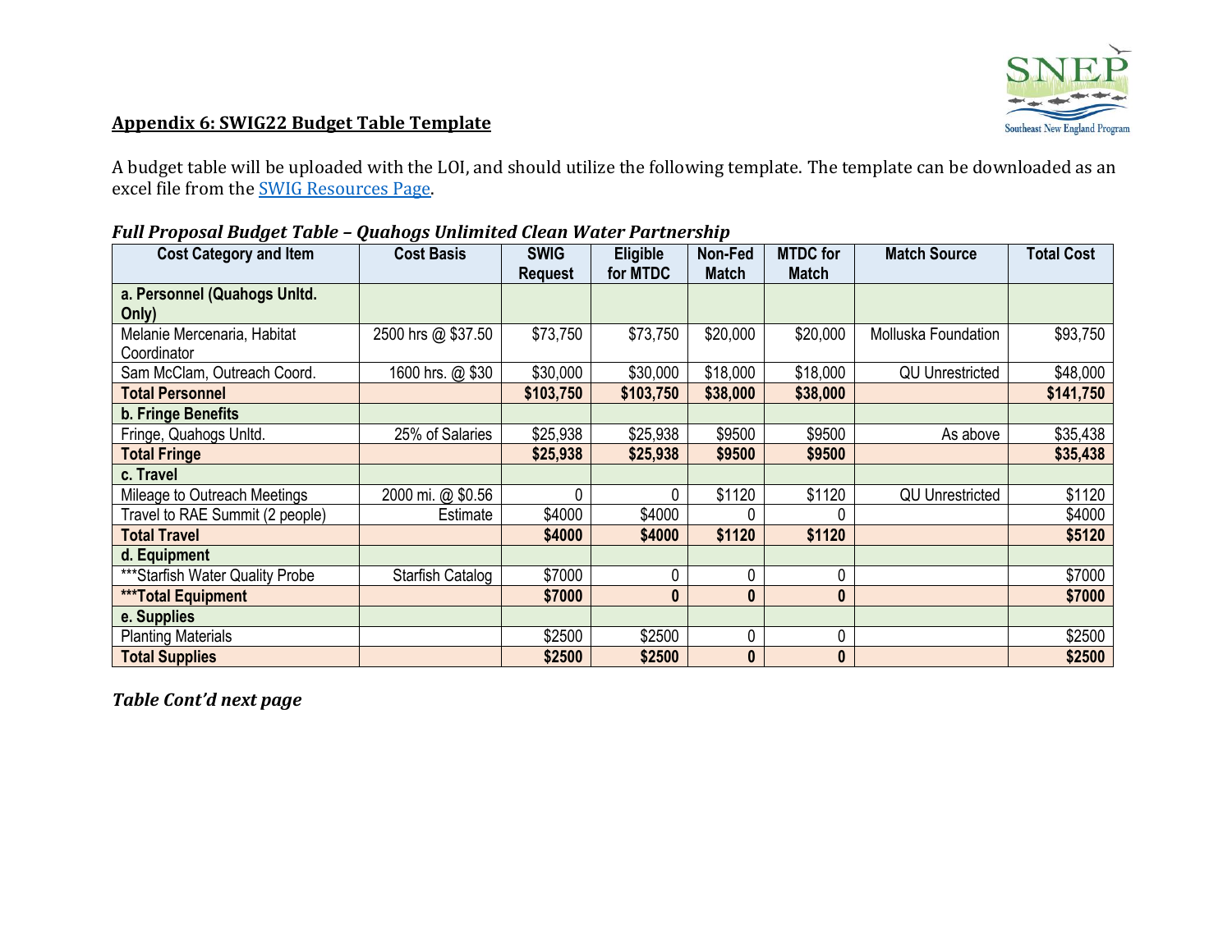## Appendix 6: SWIG22 Budget Table Template

A budget table will be uploaded with the LOI, and should utilize the following template. The template can be downloaded as an excel file from the [SWIG Resources Page](SWIG Resources Page).

***Full Proposal Budget Table – Quahogs Unlimited Clean Water Partnership***

| Cost Category and Item | Cost Basis | SWIG Request | Eligible for MTDC | Non-Fed Match | MTDC for Match | Match Source | Total Cost |
|---|---|---|---|---|---|---|---|
| **a. Personnel (Quahogs Unltd. Only)** | | | | | | | |
| Melanie Mercenaria, Habitat Coordinator | 2500 hrs @ $37.50 | $73,750 | $73,750 | $20,000 | $20,000 | Molluska Foundation | $93,750 |
| Sam McClam, Outreach Coord. | 1600 hrs. @ $30 | $30,000 | $30,000 | $18,000 | $18,000 | QU Unrestricted | $48,000 |
| **Total Personnel** | | **$103,750** | **$103,750** | **$38,000** | **$38,000** | | **$141,750** |
| **b. Fringe Benefits** | | | | | | | |
| Fringe, Quahogs Unltd. | 25% of Salaries | $25,938 | $25,938 | $9500 | $9500 | As above | $35,438 |
| **Total Fringe** | | **$25,938** | **$25,938** | **$9500** | **$9500** | | **$35,438** |
| **c. Travel** | | | | | | | |
| Mileage to Outreach Meetings | 2000 mi. @ $0.56 | 0 | 0 | $1120 | $1120 | QU Unrestricted | $1120 |
| Travel to RAE Summit (2 people) | Estimate | $4000 | $4000 | 0 | 0 | | $4000 |
| **Total Travel** | | **$4000** | **$4000** | **$1120** | **$1120** | | **$5120** |
| **d. Equipment** | | | | | | | |
| ***Starfish Water Quality Probe | Starfish Catalog | $7000 | 0 | 0 | 0 | | $7000 |
| *****Total Equipment** | | **$7000** | **0** | **0** | **0** | | **$7000** |
| **e. Supplies** | | | | | | | |
| Planting Materials | | $2500 | $2500 | 0 | 0 | | $2500 |
| **Total Supplies** | | **$2500** | **$2500** | **0** | **0** | | **$2500** |

***Table Cont'd next page***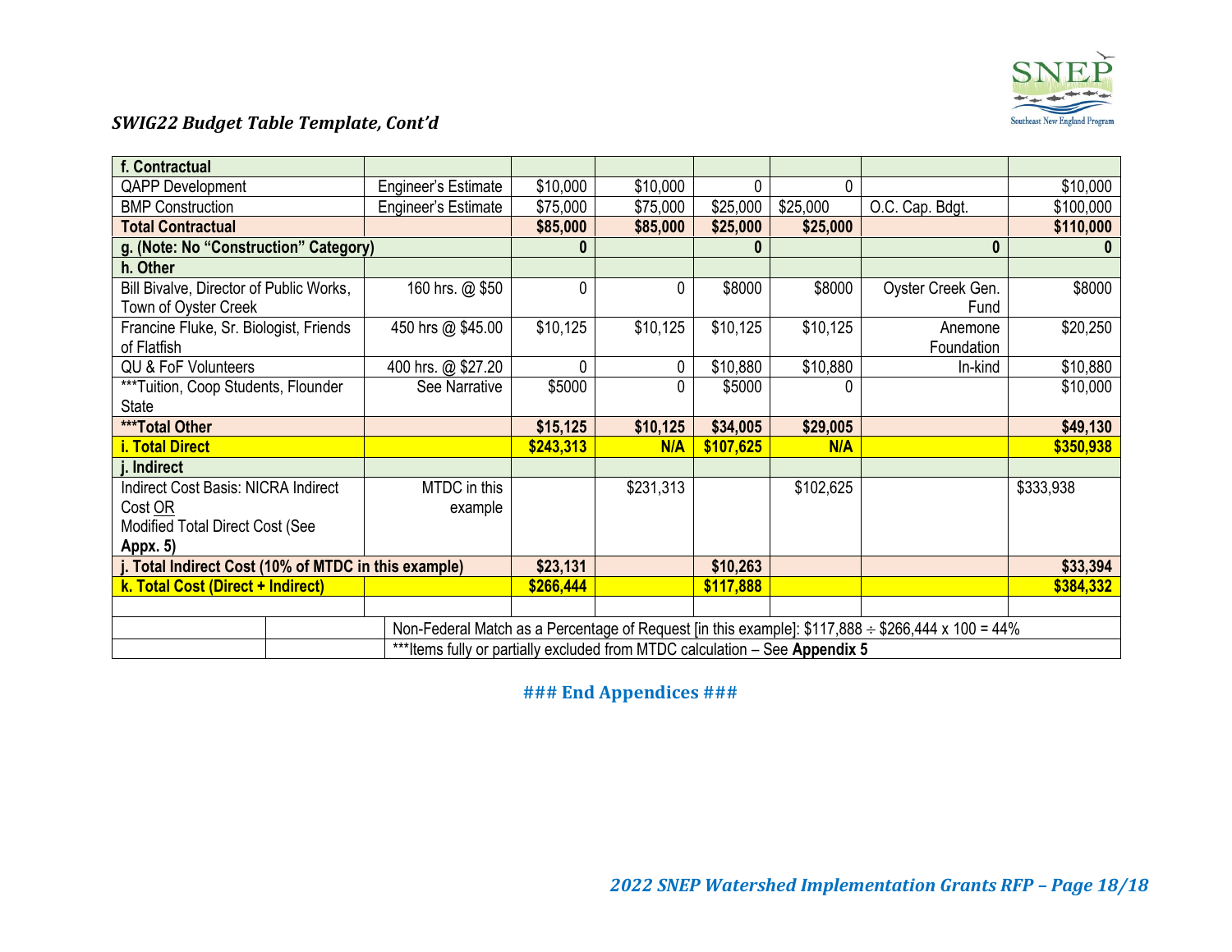*SWIG22 Budget Table Template, Cont'd*

| | | | | | | | |
|---|---|---|---|---|---|---|---|
| **f. Contractual** | | | | | | | |
| QAPP Development | Engineer's Estimate | $10,000 | $10,000 | 0 | 0 | | $10,000 |
| BMP Construction | Engineer's Estimate | $75,000 | $75,000 | $25,000 | $25,000 | O.C. Cap. Bdgt. | $100,000 |
| **Total Contractual** | | **$85,000** | **$85,000** | **$25,000** | **$25,000** | | **$110,000** |
| **g. (Note: No "Construction" Category)** | | **0** | | **0** | | **0** | **0** |
| **h. Other** | | | | | | | |
| Bill Bivalve, Director of Public Works, Town of Oyster Creek | 160 hrs. @ $50 | 0 | 0 | $8000 | $8000 | Oyster Creek Gen. Fund | $8000 |
| Francine Fluke, Sr. Biologist, Friends of Flatfish | 450 hrs @ $45.00 | $10,125 | $10,125 | $10,125 | $10,125 | Anemone Foundation | $20,250 |
| QU & FoF Volunteers | 400 hrs. @ $27.20 | 0 | 0 | $10,880 | $10,880 | In-kind | $10,880 |
| ***Tuition, Coop Students, Flounder State | See Narrative | $5000 | 0 | $5000 | 0 | | $10,000 |
| **\*\*\*Total Other** | | **$15,125** | **$10,125** | **$34,005** | **$29,005** | | **$49,130** |
| **i. Total Direct** | | **$243,313** | **N/A** | **$107,625** | **N/A** | | **$350,938** |
| **j. Indirect** | | | | | | | |
| Indirect Cost Basis: NICRA Indirect Cost OR Modified Total Direct Cost (See **Appx. 5)** | MTDC in this example | | $231,313 | | $102,625 | | $333,938 |
| **j. Total Indirect Cost (10% of MTDC in this example)** | | **$23,131** | | **$10,263** | | | **$33,394** |
| **k. Total Cost (Direct + Indirect)** | | **$266,444** | | **$117,888** | | | **$384,332** |
| | | | | | | | |
| | Non-Federal Match as a Percentage of Request [in this example]: $117,888 ÷ $266,444 x 100 = 44% | | | | | | |
| | ***Items fully or partially excluded from MTDC calculation – See **Appendix 5** | | | | | | |

**### End Appendices ###**